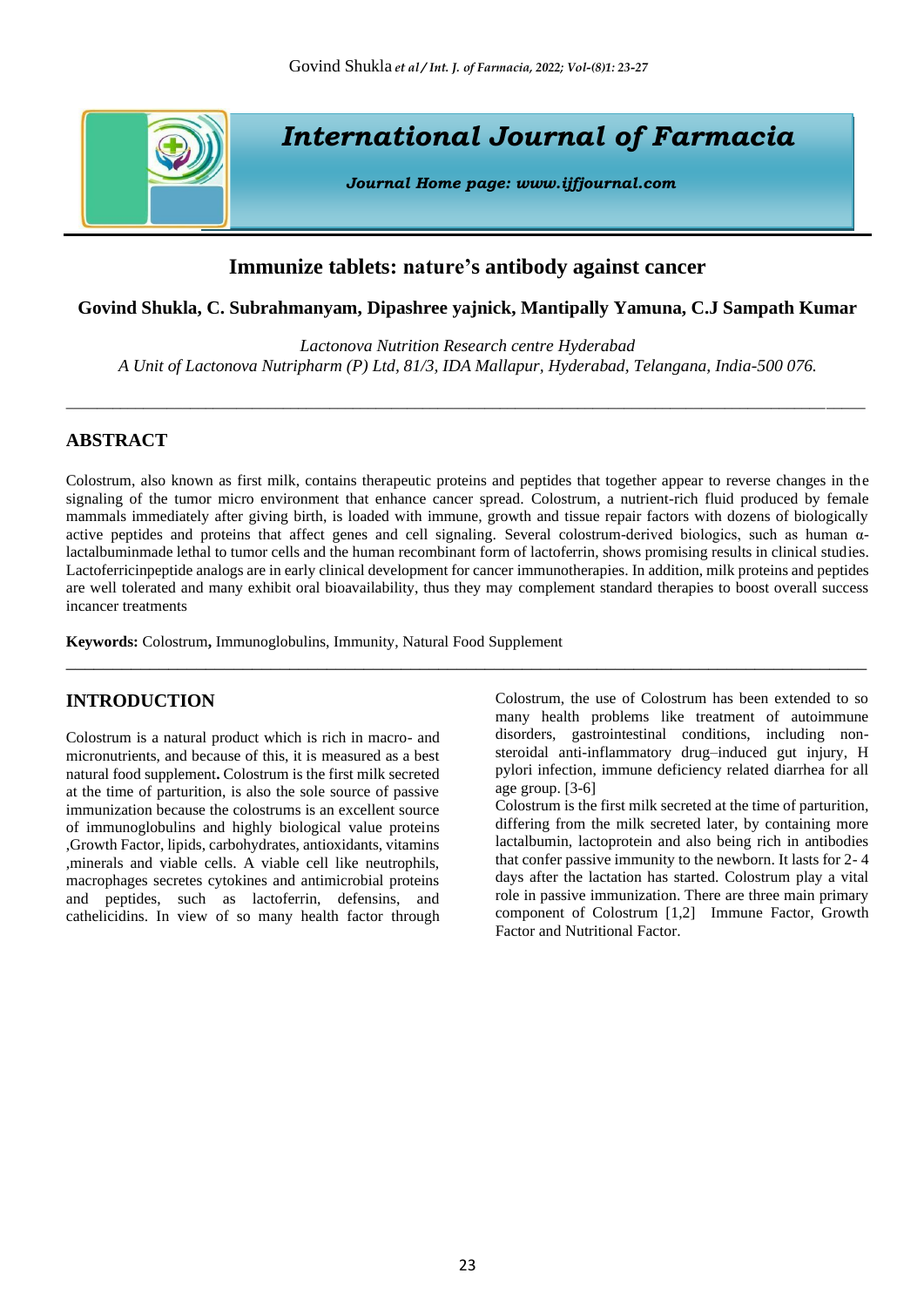# International Journal of Farmacia

*Journal Home page: www.ijfjournal.com*

## Immunize tablets: nature's antibody against cancer

**Govind Shukla, C. Subrahmanyam, Dipashree yajnick, Mantipally Yamuna, C.J Sampath Kumar**

*Lactonova Nutrition Research centre Hyderabad*
*A Unit of Lactonova Nutripharm (P) Ltd, 81/3, IDA Mallapur, Hyderabad, Telangana, India-500 076.*

---

## ABSTRACT

Colostrum, also known as first milk, contains therapeutic proteins and peptides that together appear to reverse changes in the signaling of the tumor micro environment that enhance cancer spread. Colostrum, a nutrient-rich fluid produced by female mammals immediately after giving birth, is loaded with immune, growth and tissue repair factors with dozens of biologically active peptides and proteins that affect genes and cell signaling. Several colostrum-derived biologics, such as human α-lactalbuminmade lethal to tumor cells and the human recombinant form of lactoferrin, shows promising results in clinical studies. Lactoferricinpeptide analogs are in early clinical development for cancer immunotherapies. In addition, milk proteins and peptides are well tolerated and many exhibit oral bioavailability, thus they may complement standard therapies to boost overall success incancer treatments

**Keywords:** Colostrum**,** Immunoglobulins, Immunity, Natural Food Supplement

---

## INTRODUCTION

Colostrum is a natural product which is rich in macro- and micronutrients, and because of this, it is measured as a best natural food supplement**.** Colostrum is the first milk secreted at the time of parturition, is also the sole source of passive immunization because the colostrums is an excellent source of immunoglobulins and highly biological value proteins ,Growth Factor, lipids, carbohydrates, antioxidants, vitamins ,minerals and viable cells. A viable cell like neutrophils, macrophages secretes cytokines and antimicrobial proteins and peptides, such as lactoferrin, defensins, and cathelicidins. In view of so many health factor through Colostrum, the use of Colostrum has been extended to so many health problems like treatment of autoimmune disorders, gastrointestinal conditions, including non-steroidal anti-inflammatory drug–induced gut injury, H pylori infection, immune deficiency related diarrhea for all age group. [3-6]

Colostrum is the first milk secreted at the time of parturition, differing from the milk secreted later, by containing more lactalbumin, lactoprotein and also being rich in antibodies that confer passive immunity to the newborn. It lasts for 2- 4 days after the lactation has started. Colostrum play a vital role in passive immunization. There are three main primary component of Colostrum [1,2] Immune Factor, Growth Factor and Nutritional Factor.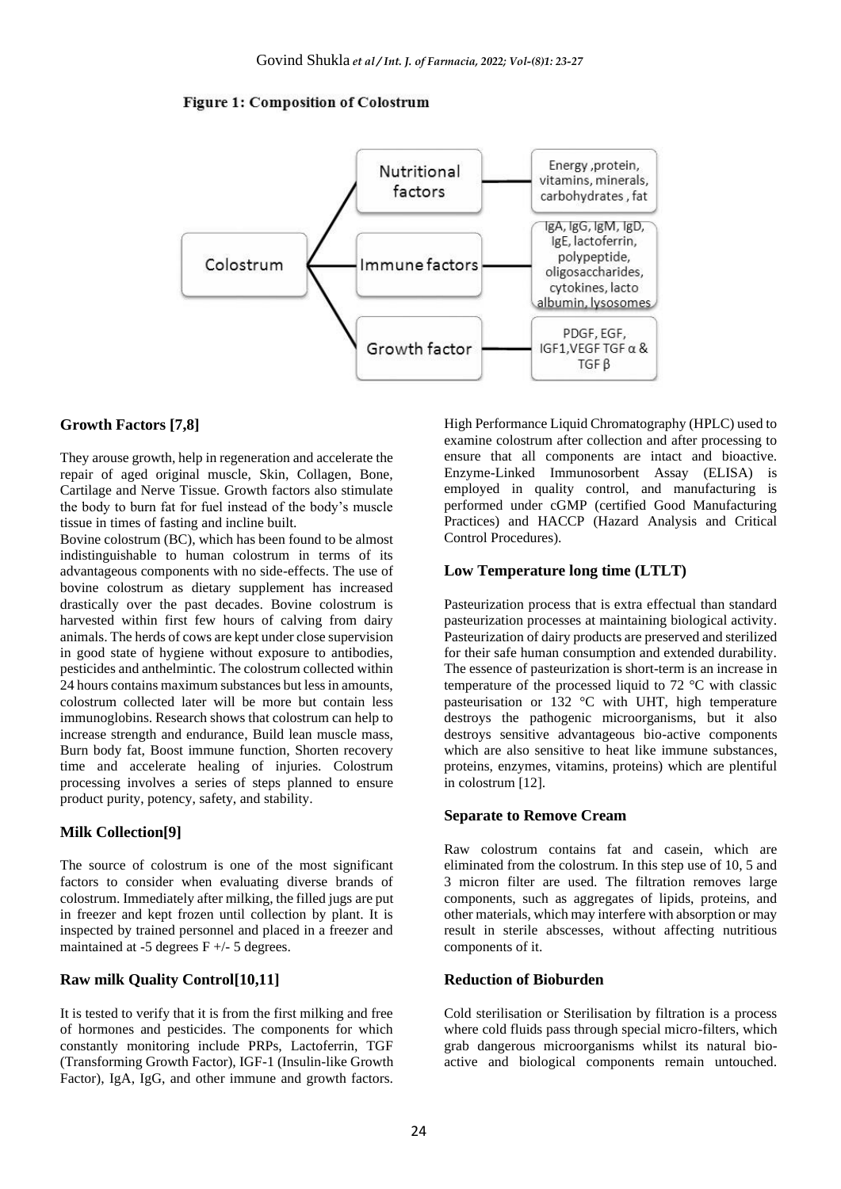**Figure 1: Composition of Colostrum**

Colostrum
- Nutritional factors — Energy, protein, vitamins, minerals, carbohydrates, fat
- Immune factors — IgA, IgG, IgM, IgD, IgE, lactoferrin, polypeptide, oligosaccharides, cytokines, lacto albumin, lysosomes
- Growth factor — PDGF, EGF, IGF1, VEGF TGF α & TGF β

### Growth Factors [7,8]

They arouse growth, help in regeneration and accelerate the repair of aged original muscle, Skin, Collagen, Bone, Cartilage and Nerve Tissue. Growth factors also stimulate the body to burn fat for fuel instead of the body's muscle tissue in times of fasting and incline built.

Bovine colostrum (BC), which has been found to be almost indistinguishable to human colostrum in terms of its advantageous components with no side-effects. The use of bovine colostrum as dietary supplement has increased drastically over the past decades. Bovine colostrum is harvested within first few hours of calving from dairy animals. The herds of cows are kept under close supervision in good state of hygiene without exposure to antibodies, pesticides and anthelmintic. The colostrum collected within 24 hours contains maximum substances but less in amounts, colostrum collected later will be more but contain less immunoglobins. Research shows that colostrum can help to increase strength and endurance, Build lean muscle mass, Burn body fat, Boost immune function, Shorten recovery time and accelerate healing of injuries. Colostrum processing involves a series of steps planned to ensure product purity, potency, safety, and stability.

### Milk Collection[9]

The source of colostrum is one of the most significant factors to consider when evaluating diverse brands of colostrum. Immediately after milking, the filled jugs are put in freezer and kept frozen until collection by plant. It is inspected by trained personnel and placed in a freezer and maintained at -5 degrees F +/- 5 degrees.

### Raw milk Quality Control[10,11]

It is tested to verify that it is from the first milking and free of hormones and pesticides. The components for which constantly monitoring include PRPs, Lactoferrin, TGF (Transforming Growth Factor), IGF-1 (Insulin-like Growth Factor), IgA, IgG, and other immune and growth factors. High Performance Liquid Chromatography (HPLC) used to examine colostrum after collection and after processing to ensure that all components are intact and bioactive. Enzyme-Linked Immunosorbent Assay (ELISA) is employed in quality control, and manufacturing is performed under cGMP (certified Good Manufacturing Practices) and HACCP (Hazard Analysis and Critical Control Procedures).

### Low Temperature long time (LTLT)

Pasteurization process that is extra effectual than standard pasteurization processes at maintaining biological activity. Pasteurization of dairy products are preserved and sterilized for their safe human consumption and extended durability. The essence of pasteurization is short-term is an increase in temperature of the processed liquid to 72 °C with classic pasteurisation or 132 °C with UHT, high temperature destroys the pathogenic microorganisms, but it also destroys sensitive advantageous bio-active components which are also sensitive to heat like immune substances, proteins, enzymes, vitamins, proteins) which are plentiful in colostrum [12].

### Separate to Remove Cream

Raw colostrum contains fat and casein, which are eliminated from the colostrum. In this step use of 10, 5 and 3 micron filter are used. The filtration removes large components, such as aggregates of lipids, proteins, and other materials, which may interfere with absorption or may result in sterile abscesses, without affecting nutritious components of it.

### Reduction of Bioburden

Cold sterilisation or Sterilisation by filtration is a process where cold fluids pass through special micro-filters, which grab dangerous microorganisms whilst its natural bio-active and biological components remain untouched.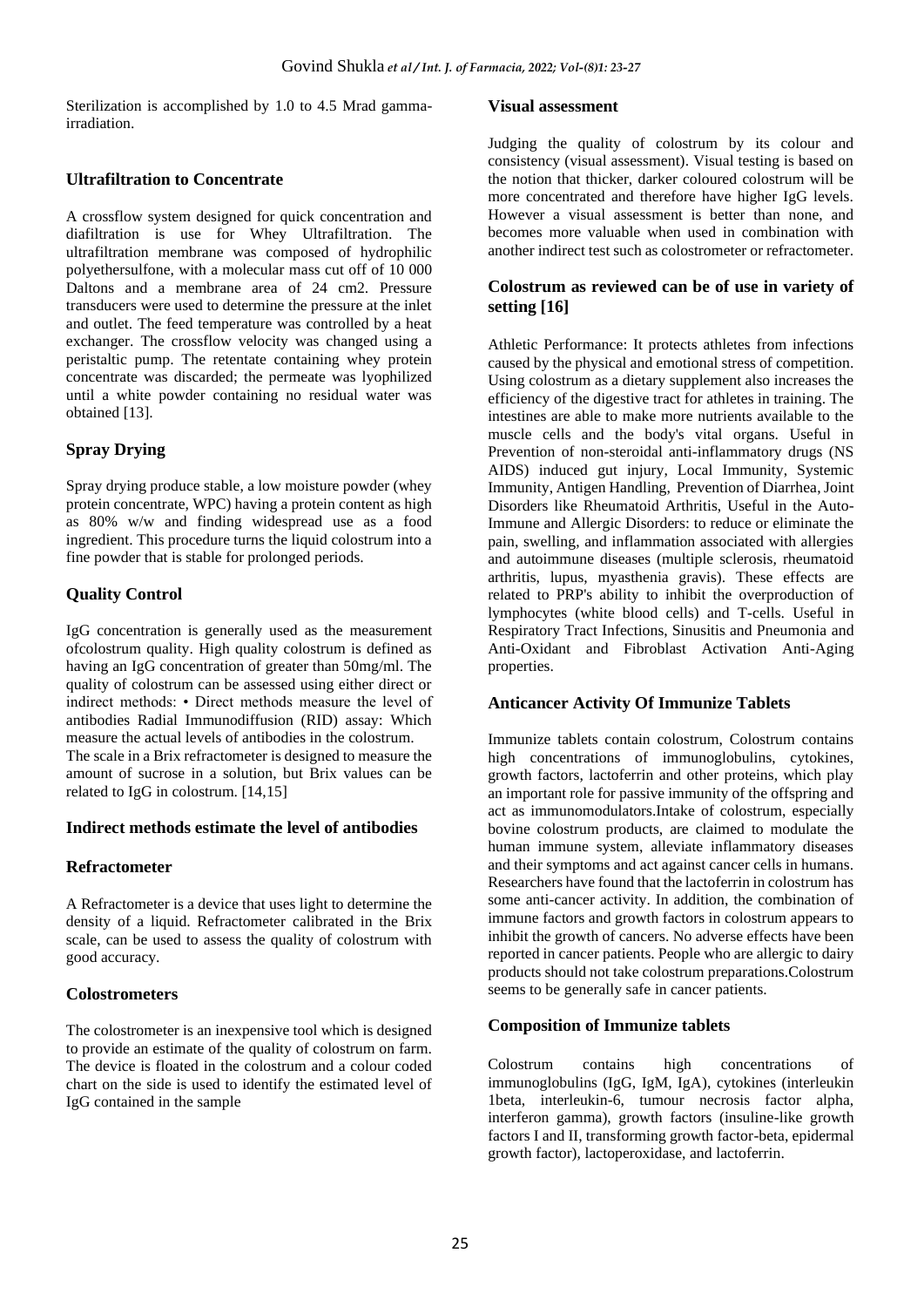Sterilization is accomplished by 1.0 to 4.5 Mrad gamma-irradiation.

## Ultrafiltration to Concentrate

A crossflow system designed for quick concentration and diafiltration is use for Whey Ultrafiltration. The ultrafiltration membrane was composed of hydrophilic polyethersulfone, with a molecular mass cut off of 10 000 Daltons and a membrane area of 24 cm2. Pressure transducers were used to determine the pressure at the inlet and outlet. The feed temperature was controlled by a heat exchanger. The crossflow velocity was changed using a peristaltic pump. The retentate containing whey protein concentrate was discarded; the permeate was lyophilized until a white powder containing no residual water was obtained [13].

## Spray Drying

Spray drying produce stable, a low moisture powder (whey protein concentrate, WPC) having a protein content as high as 80% w/w and finding widespread use as a food ingredient. This procedure turns the liquid colostrum into a fine powder that is stable for prolonged periods.

## Quality Control

IgG concentration is generally used as the measurement ofcolostrum quality. High quality colostrum is defined as having an IgG concentration of greater than 50mg/ml. The quality of colostrum can be assessed using either direct or indirect methods: • Direct methods measure the level of antibodies Radial Immunodiffusion (RID) assay: Which measure the actual levels of antibodies in the colostrum.
The scale in a Brix refractometer is designed to measure the amount of sucrose in a solution, but Brix values can be related to IgG in colostrum. [14,15]

## Indirect methods estimate the level of antibodies

## Refractometer

A Refractometer is a device that uses light to determine the density of a liquid. Refractometer calibrated in the Brix scale, can be used to assess the quality of colostrum with good accuracy.

## Colostrometers

The colostrometer is an inexpensive tool which is designed to provide an estimate of the quality of colostrum on farm. The device is floated in the colostrum and a colour coded chart on the side is used to identify the estimated level of IgG contained in the sample

## Visual assessment

Judging the quality of colostrum by its colour and consistency (visual assessment). Visual testing is based on the notion that thicker, darker coloured colostrum will be more concentrated and therefore have higher IgG levels. However a visual assessment is better than none, and becomes more valuable when used in combination with another indirect test such as colostrometer or refractometer.

## Colostrum as reviewed can be of use in variety of setting [16]

Athletic Performance: It protects athletes from infections caused by the physical and emotional stress of competition. Using colostrum as a dietary supplement also increases the efficiency of the digestive tract for athletes in training. The intestines are able to make more nutrients available to the muscle cells and the body's vital organs. Useful in Prevention of non-steroidal anti-inflammatory drugs (NS AIDS) induced gut injury, Local Immunity, Systemic Immunity, Antigen Handling, Prevention of Diarrhea, Joint Disorders like Rheumatoid Arthritis, Useful in the Auto-Immune and Allergic Disorders: to reduce or eliminate the pain, swelling, and inflammation associated with allergies and autoimmune diseases (multiple sclerosis, rheumatoid arthritis, lupus, myasthenia gravis). These effects are related to PRP's ability to inhibit the overproduction of lymphocytes (white blood cells) and T-cells. Useful in Respiratory Tract Infections, Sinusitis and Pneumonia and Anti-Oxidant and Fibroblast Activation Anti-Aging properties.

## Anticancer Activity Of Immunize Tablets

Immunize tablets contain colostrum, Colostrum contains high concentrations of immunoglobulins, cytokines, growth factors, lactoferrin and other proteins, which play an important role for passive immunity of the offspring and act as immunomodulators.Intake of colostrum, especially bovine colostrum products, are claimed to modulate the human immune system, alleviate inflammatory diseases and their symptoms and act against cancer cells in humans. Researchers have found that the lactoferrin in colostrum has some anti-cancer activity. In addition, the combination of immune factors and growth factors in colostrum appears to inhibit the growth of cancers. No adverse effects have been reported in cancer patients. People who are allergic to dairy products should not take colostrum preparations.Colostrum seems to be generally safe in cancer patients.

## Composition of Immunize tablets

Colostrum contains high concentrations of immunoglobulins (IgG, IgM, IgA), cytokines (interleukin 1beta, interleukin-6, tumour necrosis factor alpha, interferon gamma), growth factors (insuline-like growth factors I and II, transforming growth factor-beta, epidermal growth factor), lactoperoxidase, and lactoferrin.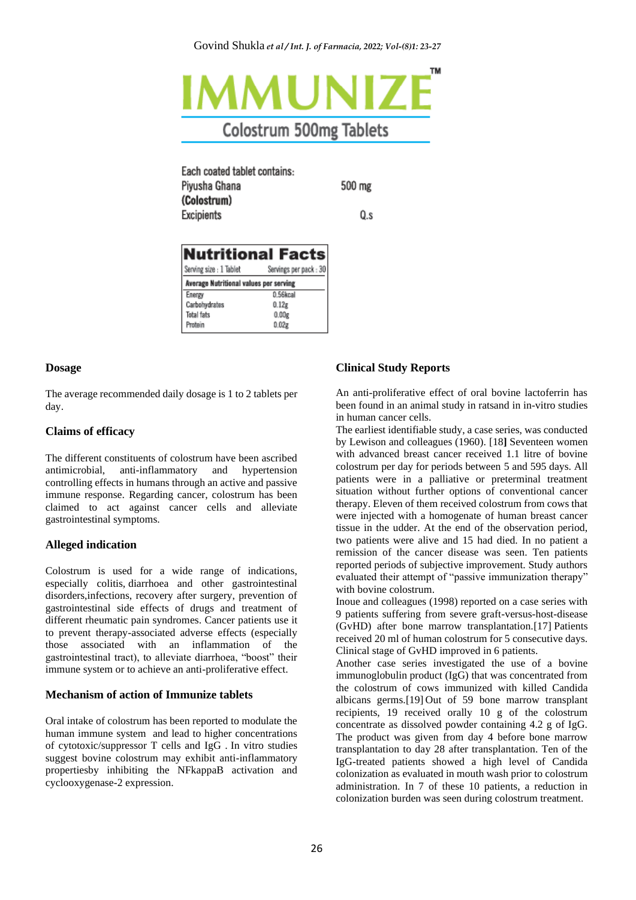# IMMUNIZE™

## Colostrum 500mg Tablets

| Each coated tablet contains: | |
|---|---|
| Piyusha Ghana **(Colostrum)** | 500 mg |
| Excipients | Q.s |

| **Nutritional Facts** | |
|---|---|
| Serving size : 1 Tablet | Servings per pack : 30 |
| **Average Nutritional values per serving** | |
| Energy | 0.56kcal |
| Carbohydrates | 0.12g |
| Total fats | 0.00g |
| Protein | 0.02g |

### Dosage

The average recommended daily dosage is 1 to 2 tablets per day.

### Claims of efficacy

The different constituents of colostrum have been ascribed antimicrobial, anti-inflammatory and hypertension controlling effects in humans through an active and passive immune response. Regarding cancer, colostrum has been claimed to act against cancer cells and alleviate gastrointestinal symptoms.

### Alleged indication

Colostrum is used for a wide range of indications, especially colitis, diarrhoea and other gastrointestinal disorders,infections, recovery after surgery, prevention of gastrointestinal side effects of drugs and treatment of different rheumatic pain syndromes. Cancer patients use it to prevent therapy-associated adverse effects (especially those associated with an inflammation of the gastrointestinal tract), to alleviate diarrhoea, "boost" their immune system or to achieve an anti-proliferative effect.

### Mechanism of action of Immunize tablets

Oral intake of colostrum has been reported to modulate the human immune system and lead to higher concentrations of cytotoxic/suppressor T cells and IgG . In vitro studies suggest bovine colostrum may exhibit anti-inflammatory propertiesby inhibiting the NFkappaB activation and cyclooxygenase-2 expression.

### Clinical Study Reports

An anti-proliferative effect of oral bovine lactoferrin has been found in an animal study in ratsand in in-vitro studies in human cancer cells.

The earliest identifiable study, a case series, was conducted by Lewison and colleagues (1960). [18] Seventeen women with advanced breast cancer received 1.1 litre of bovine colostrum per day for periods between 5 and 595 days. All patients were in a palliative or preterminal treatment situation without further options of conventional cancer therapy. Eleven of them received colostrum from cows that were injected with a homogenate of human breast cancer tissue in the udder. At the end of the observation period, two patients were alive and 15 had died. In no patient a remission of the cancer disease was seen. Ten patients reported periods of subjective improvement. Study authors evaluated their attempt of "passive immunization therapy" with bovine colostrum.

Inoue and colleagues (1998) reported on a case series with 9 patients suffering from severe graft-versus-host-disease (GvHD) after bone marrow transplantation.[17] Patients received 20 ml of human colostrum for 5 consecutive days. Clinical stage of GvHD improved in 6 patients.

Another case series investigated the use of a bovine immunoglobulin product (IgG) that was concentrated from the colostrum of cows immunized with killed Candida albicans germs.[19] Out of 59 bone marrow transplant recipients, 19 received orally 10 g of the colostrum concentrate as dissolved powder containing 4.2 g of IgG. The product was given from day 4 before bone marrow transplantation to day 28 after transplantation. Ten of the IgG-treated patients showed a high level of Candida colonization as evaluated in mouth wash prior to colostrum administration. In 7 of these 10 patients, a reduction in colonization burden was seen during colostrum treatment.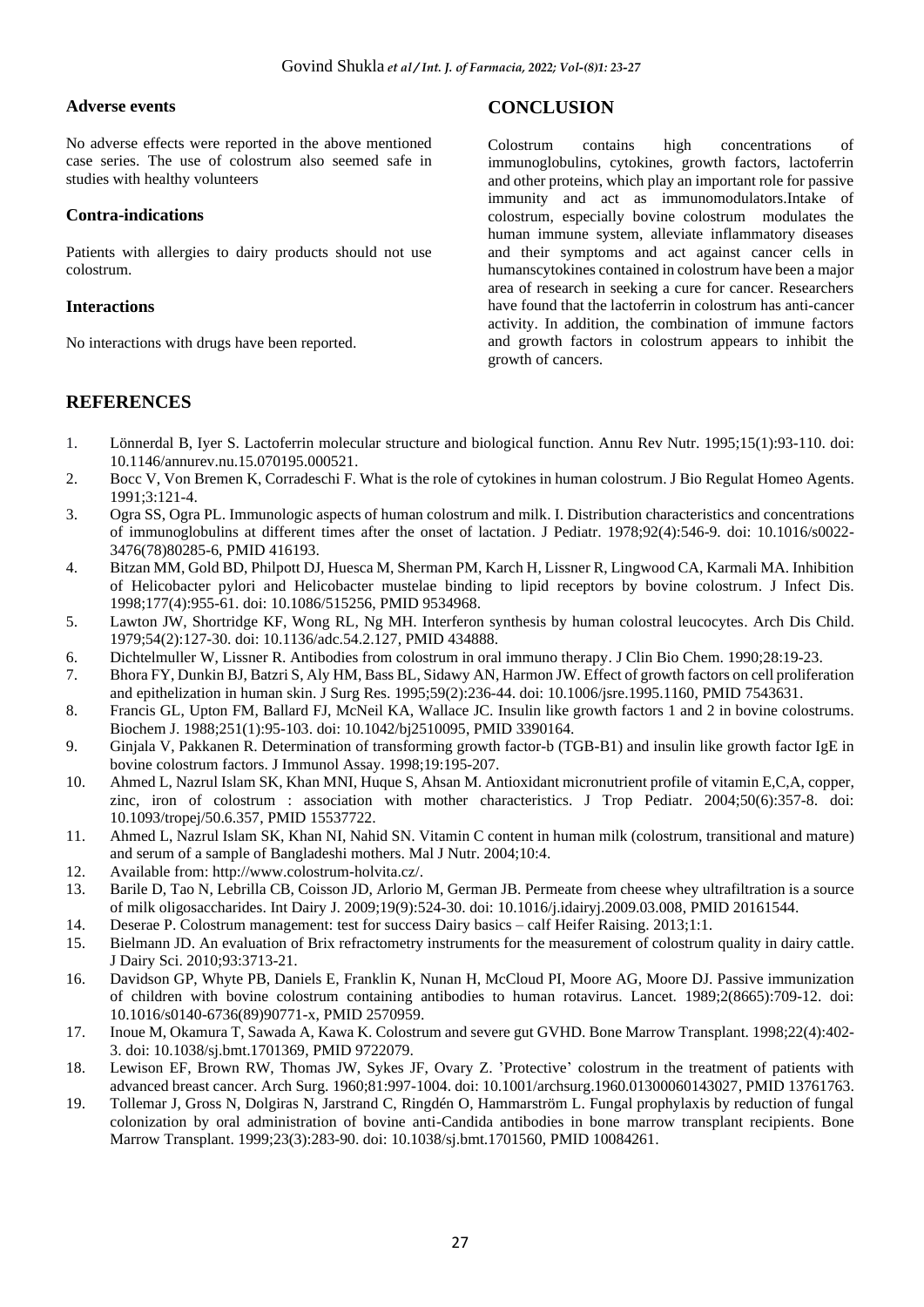### Adverse events

No adverse effects were reported in the above mentioned case series. The use of colostrum also seemed safe in studies with healthy volunteers

### Contra-indications

Patients with allergies to dairy products should not use colostrum.

### Interactions

No interactions with drugs have been reported.

## CONCLUSION

Colostrum contains high concentrations of immunoglobulins, cytokines, growth factors, lactoferrin and other proteins, which play an important role for passive immunity and act as immunomodulators.Intake of colostrum, especially bovine colostrum modulates the human immune system, alleviate inflammatory diseases and their symptoms and act against cancer cells in humanscytokines contained in colostrum have been a major area of research in seeking a cure for cancer. Researchers have found that the lactoferrin in colostrum has anti-cancer activity. In addition, the combination of immune factors and growth factors in colostrum appears to inhibit the growth of cancers.

## REFERENCES

1. Lönnerdal B, Iyer S. Lactoferrin molecular structure and biological function. Annu Rev Nutr. 1995;15(1):93-110. doi: 10.1146/annurev.nu.15.070195.000521.
2. Bocc V, Von Bremen K, Corradeschi F. What is the role of cytokines in human colostrum. J Bio Regulat Homeo Agents. 1991;3:121-4.
3. Ogra SS, Ogra PL. Immunologic aspects of human colostrum and milk. I. Distribution characteristics and concentrations of immunoglobulins at different times after the onset of lactation. J Pediatr. 1978;92(4):546-9. doi: 10.1016/s0022-3476(78)80285-6, PMID 416193.
4. Bitzan MM, Gold BD, Philpott DJ, Huesca M, Sherman PM, Karch H, Lissner R, Lingwood CA, Karmali MA. Inhibition of Helicobacter pylori and Helicobacter mustelae binding to lipid receptors by bovine colostrum. J Infect Dis. 1998;177(4):955-61. doi: 10.1086/515256, PMID 9534968.
5. Lawton JW, Shortridge KF, Wong RL, Ng MH. Interferon synthesis by human colostral leucocytes. Arch Dis Child. 1979;54(2):127-30. doi: 10.1136/adc.54.2.127, PMID 434888.
6. Dichtelmuller W, Lissner R. Antibodies from colostrum in oral immuno therapy. J Clin Bio Chem. 1990;28:19-23.
7. Bhora FY, Dunkin BJ, Batzri S, Aly HM, Bass BL, Sidawy AN, Harmon JW. Effect of growth factors on cell proliferation and epithelization in human skin. J Surg Res. 1995;59(2):236-44. doi: 10.1006/jsre.1995.1160, PMID 7543631.
8. Francis GL, Upton FM, Ballard FJ, McNeil KA, Wallace JC. Insulin like growth factors 1 and 2 in bovine colostrums. Biochem J. 1988;251(1):95-103. doi: 10.1042/bj2510095, PMID 3390164.
9. Ginjala V, Pakkanen R. Determination of transforming growth factor-b (TGB-B1) and insulin like growth factor IgE in bovine colostrum factors. J Immunol Assay. 1998;19:195-207.
10. Ahmed L, Nazrul Islam SK, Khan MNI, Huque S, Ahsan M. Antioxidant micronutrient profile of vitamin E,C,A, copper, zinc, iron of colostrum : association with mother characteristics. J Trop Pediatr. 2004;50(6):357-8. doi: 10.1093/tropej/50.6.357, PMID 15537722.
11. Ahmed L, Nazrul Islam SK, Khan NI, Nahid SN. Vitamin C content in human milk (colostrum, transitional and mature) and serum of a sample of Bangladeshi mothers. Mal J Nutr. 2004;10:4.
12. Available from: http://www.colostrum-holvita.cz/.
13. Barile D, Tao N, Lebrilla CB, Coisson JD, Arlorio M, German JB. Permeate from cheese whey ultrafiltration is a source of milk oligosaccharides. Int Dairy J. 2009;19(9):524-30. doi: 10.1016/j.idairyj.2009.03.008, PMID 20161544.
14. Deserae P. Colostrum management: test for success Dairy basics – calf Heifer Raising. 2013;1:1.
15. Bielmann JD. An evaluation of Brix refractometry instruments for the measurement of colostrum quality in dairy cattle. J Dairy Sci. 2010;93:3713-21.
16. Davidson GP, Whyte PB, Daniels E, Franklin K, Nunan H, McCloud PI, Moore AG, Moore DJ. Passive immunization of children with bovine colostrum containing antibodies to human rotavirus. Lancet. 1989;2(8665):709-12. doi: 10.1016/s0140-6736(89)90771-x, PMID 2570959.
17. Inoue M, Okamura T, Sawada A, Kawa K. Colostrum and severe gut GVHD. Bone Marrow Transplant. 1998;22(4):402-3. doi: 10.1038/sj.bmt.1701369, PMID 9722079.
18. Lewison EF, Brown RW, Thomas JW, Sykes JF, Ovary Z. 'Protective' colostrum in the treatment of patients with advanced breast cancer. Arch Surg. 1960;81:997-1004. doi: 10.1001/archsurg.1960.01300060143027, PMID 13761763.
19. Tollemar J, Gross N, Dolgiras N, Jarstrand C, Ringdén O, Hammarström L. Fungal prophylaxis by reduction of fungal colonization by oral administration of bovine anti-Candida antibodies in bone marrow transplant recipients. Bone Marrow Transplant. 1999;23(3):283-90. doi: 10.1038/sj.bmt.1701560, PMID 10084261.